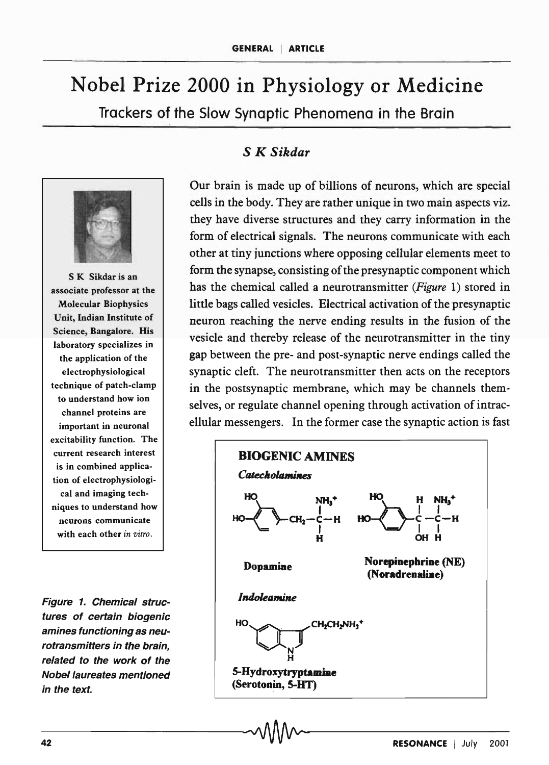# Nobel Prize 2000 in Physiology or Medicine

## Trackers of the Slow Synaptic Phenomena in the Brain

*S K Sikdar*

S K Sikdar is an associate professor at the Molecular Biophysics Unit, Indian Institute of Science, Bangalore. His laboratory specializes in the application of the electrophysiological technique of patch-clamp to understand how ion channel proteins are important in neuronal excitability function. The current research interest is in combined application of electrophysiological and imaging techniques to understand how neurons communicate with each other *in vitro*.

Our brain is made up of billions of neurons, which are special cells in the body. They are rather unique in two main aspects viz. they have diverse structures and they carry information in the form of electrical signals. The neurons communicate with each other at tiny junctions where opposing cellular elements meet to form the synapse, consisting of the presynaptic component which has the chemical called a neurotransmitter (*Figure* 1) stored in little bags called vesicles. Electrical activation of the presynaptic neuron reaching the nerve ending results in the fusion of the vesicle and thereby release of the neurotransmitter in the tiny gap between the pre- and post-synaptic nerve endings called the synaptic cleft. The neurotransmitter then acts on the receptors in the postsynaptic membrane, which may be channels themselves, or regulate channel opening through activation of intracellular messengers. In the former case the synaptic action is fast

**BIOGENIC AMINES**

***Catecholamines***

Dopamine

Norepinephrine (NE) (Noradrenaline)

***Indoleamine***

5-Hydroxytryptamine (Serotonin, 5-HT)

*Figure 1. Chemical structures of certain biogenic amines functioning as neurotransmitters in the brain, related to the work of the Nobel laureates mentioned in the text.*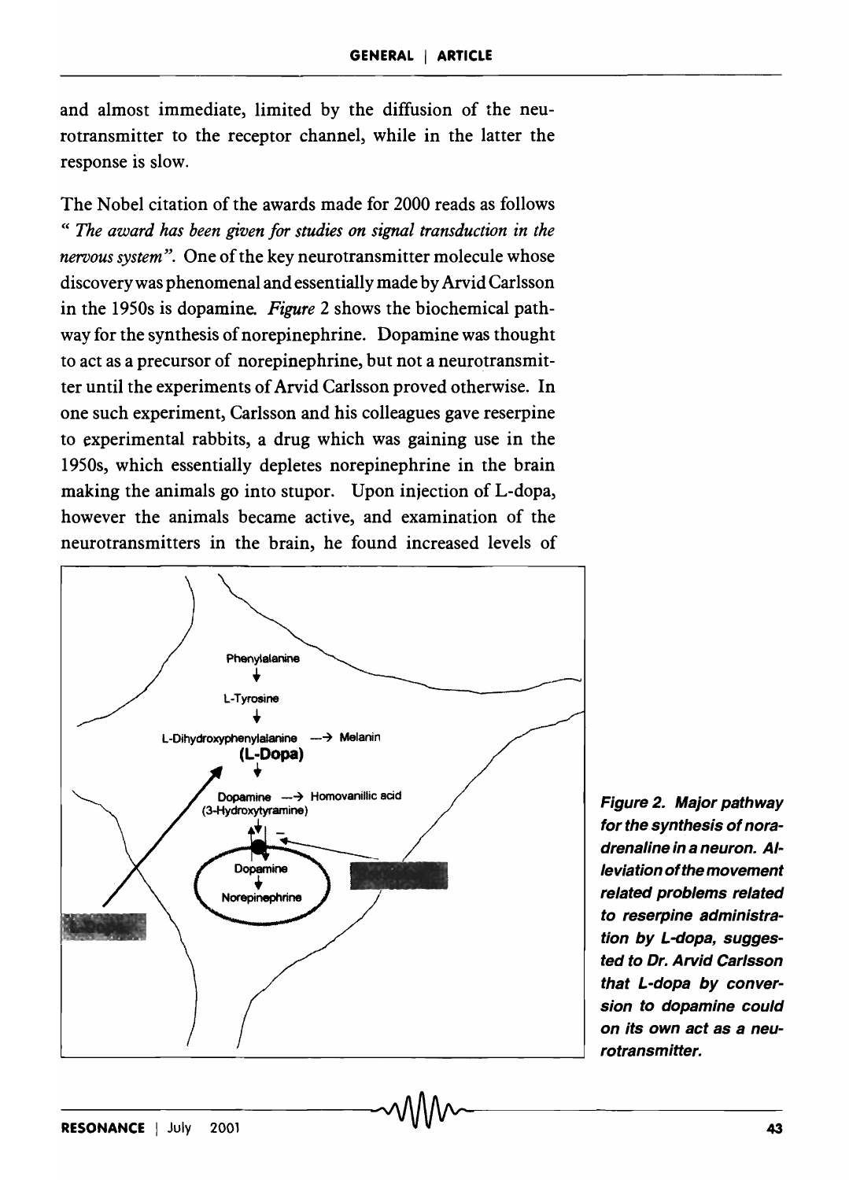and almost immediate, limited by the diffusion of the neurotransmitter to the receptor channel, while in the latter the response is slow.

The Nobel citation of the awards made for 2000 reads as follows *" The award has been given for studies on signal transduction in the nervous system"*. One of the key neurotransmitter molecule whose discovery was phenomenal and essentially made by Arvid Carlsson in the 1950s is dopamine. *Figure* 2 shows the biochemical pathway for the synthesis of norepinephrine. Dopamine was thought to act as a precursor of norepinephrine, but not a neurotransmitter until the experiments of Arvid Carlsson proved otherwise. In one such experiment, Carlsson and his colleagues gave reserpine to experimental rabbits, a drug which was gaining use in the 1950s, which essentially depletes norepinephrine in the brain making the animals go into stupor. Upon injection of L-dopa, however the animals became active, and examination of the neurotransmitters in the brain, he found increased levels of

Phenylalanine → L-Tyrosine → L-Dihydroxyphenylalanine (L-Dopa) → Melanin

L-Dopa → Dopamine (3-Hydroxytyramine) → Homovanillic acid

Dopamine → Norepinephrine

***Figure 2. Major pathway for the synthesis of noradrenaline in a neuron. Alleviation of the movement related problems related to reserpine administration by L-dopa, suggested to Dr. Arvid Carlsson that L-dopa by conversion to dopamine could on its own act as a neurotransmitter.***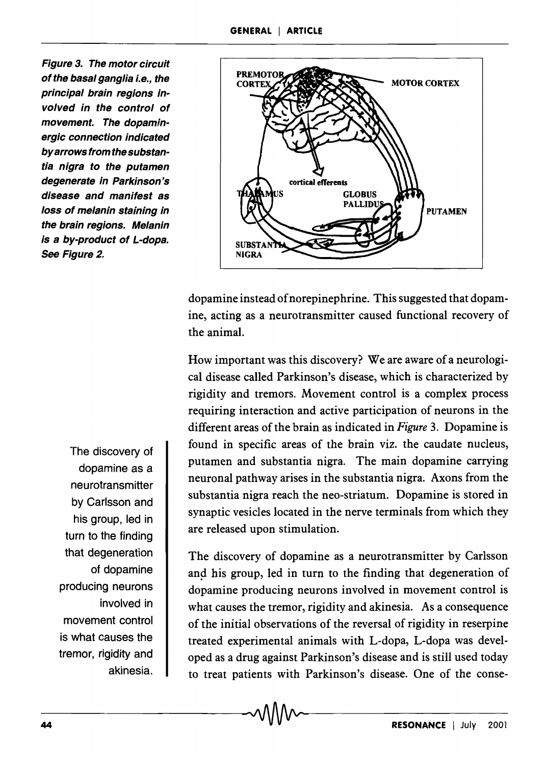*Figure 3. The motor circuit of the basal ganglia i.e., the principal brain regions involved in the control of movement. The dopaminergic connection indicated by arrows from the substantia nigra to the putamen degenerate in Parkinson's disease and manifest as loss of melanin staining in the brain regions. Melanin is a by-product of L-dopa. See Figure 2.*

dopamine instead of norepinephrine. This suggested that dopamine, acting as a neurotransmitter caused functional recovery of the animal.

How important was this discovery? We are aware of a neurological disease called Parkinson's disease, which is characterized by rigidity and tremors. Movement control is a complex process requiring interaction and active participation of neurons in the different areas of the brain as indicated in *Figure* 3. Dopamine is found in specific areas of the brain viz. the caudate nucleus, putamen and substantia nigra. The main dopamine carrying neuronal pathway arises in the substantia nigra. Axons from the substantia nigra reach the neo-striatum. Dopamine is stored in synaptic vesicles located in the nerve terminals from which they are released upon stimulation.

> The discovery of dopamine as a neurotransmitter by Carlsson and his group, led in turn to the finding that degeneration of dopamine producing neurons involved in movement control is what causes the tremor, rigidity and akinesia.

The discovery of dopamine as a neurotransmitter by Carlsson and his group, led in turn to the finding that degeneration of dopamine producing neurons involved in movement control is what causes the tremor, rigidity and akinesia. As a consequence of the initial observations of the reversal of rigidity in reserpine treated experimental animals with L-dopa, L-dopa was developed as a drug against Parkinson's disease and is still used today to treat patients with Parkinson's disease. One of the conse-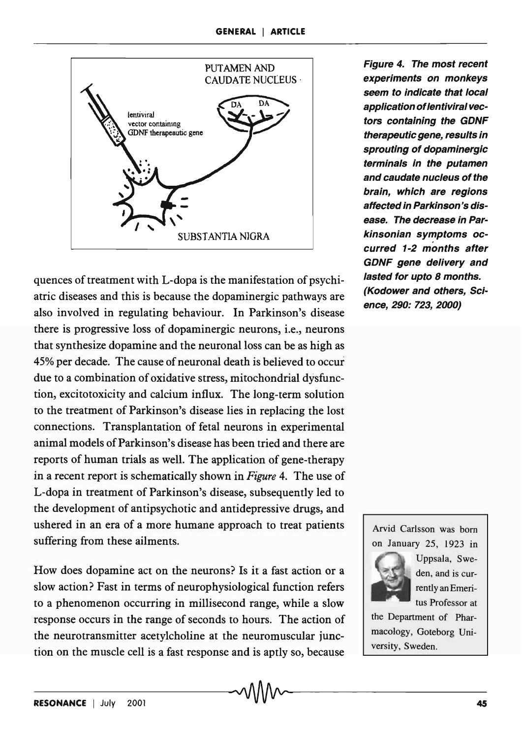quences of treatment with L-dopa is the manifestation of psychiatric diseases and this is because the dopaminergic pathways are also involved in regulating behaviour. In Parkinson's disease there is progressive loss of dopaminergic neurons, i.e., neurons that synthesize dopamine and the neuronal loss can be as high as 45% per decade. The cause of neuronal death is believed to occur due to a combination of oxidative stress, mitochondrial dysfunction, excitotoxicity and calcium influx. The long-term solution to the treatment of Parkinson's disease lies in replacing the lost connections. Transplantation of fetal neurons in experimental animal models of Parkinson's disease has been tried and there are reports of human trials as well. The application of gene-therapy in a recent report is schematically shown in *Figure* 4. The use of L-dopa in treatment of Parkinson's disease, subsequently led to the development of antipsychotic and antidepressive drugs, and ushered in an era of a more humane approach to treat patients suffering from these ailments.

**Figure 4. The most recent experiments on monkeys seem to indicate that local application of lentiviral vectors containing the GDNF therapeutic gene, results in sprouting of dopaminergic terminals in the putamen and caudate nucleus of the brain, which are regions affected in Parkinson's disease. The decrease in Parkinsonian symptoms occurred 1-2 months after GDNF gene delivery and lasted for upto 8 months. (Kodower and others, Science, 290: 723, 2000)**

How does dopamine act on the neurons? Is it a fast action or a slow action? Fast in terms of neurophysiological function refers to a phenomenon occurring in millisecond range, while a slow response occurs in the range of seconds to hours. The action of the neurotransmitter acetylcholine at the neuromuscular junction on the muscle cell is a fast response and is aptly so, because

Arvid Carlsson was born on January 25, 1923 in Uppsala, Sweden, and is currently an Emeritus Professor at the Department of Pharmacology, Goteborg University, Sweden.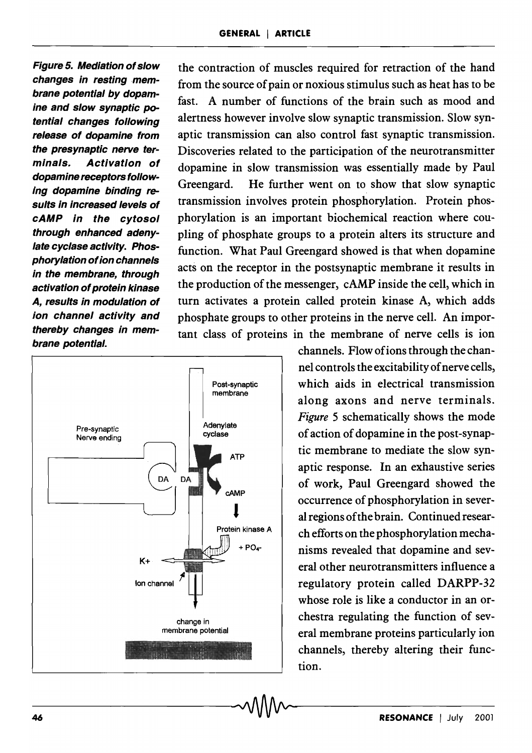the contraction of muscles required for retraction of the hand from the source of pain or noxious stimulus such as heat has to be fast. A number of functions of the brain such as mood and alertness however involve slow synaptic transmission. Slow synaptic transmission can also control fast synaptic transmission. Discoveries related to the participation of the neurotransmitter dopamine in slow transmission was essentially made by Paul Greengard. He further went on to show that slow synaptic transmission involves protein phosphorylation. Protein phosphorylation is an important biochemical reaction where coupling of phosphate groups to a protein alters its structure and function. What Paul Greengard showed is that when dopamine acts on the receptor in the postsynaptic membrane it results in the production of the messenger, cAMP inside the cell, which in turn activates a protein called protein kinase A, which adds phosphate groups to other proteins in the nerve cell. An important class of proteins in the membrane of nerve cells is ion channels. Flow of ions through the channel controls the excitability of nerve cells, which aids in electrical transmission along axons and nerve terminals. *Figure* 5 schematically shows the mode of action of dopamine in the post-synaptic membrane to mediate the slow synaptic response. In an exhaustive series of work, Paul Greengard showed the occurrence of phosphorylation in several regions of the brain. Continued research efforts on the phosphorylation mechanisms revealed that dopamine and several other neurotransmitters influence a regulatory protein called DARPP-32 whose role is like a conductor in an orchestra regulating the function of several membrane proteins particularly ion channels, thereby altering their function.

**Figure 5. Mediation of slow changes in resting membrane potential by dopamine and slow synaptic potential changes following release of dopamine from the presynaptic nerve terminals. Activation of dopamine receptors following dopamine binding results in increased levels of cAMP in the cytosol through enhanced adenylate cyclase activity. Phosphorylation of ion channels in the membrane, through activation of protein kinase A, results in modulation of ion channel activity and thereby changes in membrane potential.**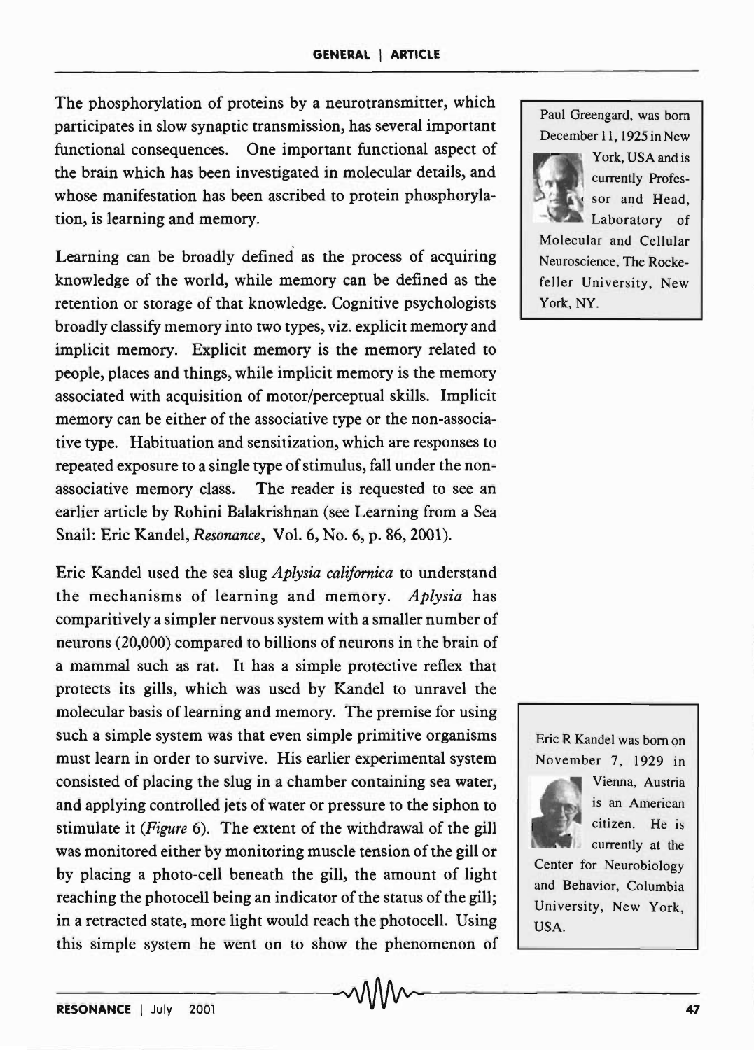The phosphorylation of proteins by a neurotransmitter, which participates in slow synaptic transmission, has several important functional consequences. One important functional aspect of the brain which has been investigated in molecular details, and whose manifestation has been ascribed to protein phosphorylation, is learning and memory.

Learning can be broadly defined as the process of acquiring knowledge of the world, while memory can be defined as the retention or storage of that knowledge. Cognitive psychologists broadly classify memory into two types, viz. explicit memory and implicit memory. Explicit memory is the memory related to people, places and things, while implicit memory is the memory associated with acquisition of motor/perceptual skills. Implicit memory can be either of the associative type or the non-associative type. Habituation and sensitization, which are responses to repeated exposure to a single type of stimulus, fall under the non-associative memory class. The reader is requested to see an earlier article by Rohini Balakrishnan (see Learning from a Sea Snail: Eric Kandel, *Resonance*, Vol. 6, No. 6, p. 86, 2001).

Eric Kandel used the sea slug *Aplysia californica* to understand the mechanisms of learning and memory. *Aplysia* has comparitively a simpler nervous system with a smaller number of neurons (20,000) compared to billions of neurons in the brain of a mammal such as rat. It has a simple protective reflex that protects its gills, which was used by Kandel to unravel the molecular basis of learning and memory. The premise for using such a simple system was that even simple primitive organisms must learn in order to survive. His earlier experimental system consisted of placing the slug in a chamber containing sea water, and applying controlled jets of water or pressure to the siphon to stimulate it (*Figure* 6). The extent of the withdrawal of the gill was monitored either by monitoring muscle tension of the gill or by placing a photo-cell beneath the gill, the amount of light reaching the photocell being an indicator of the status of the gill; in a retracted state, more light would reach the photocell. Using this simple system he went on to show the phenomenon of

Paul Greengard, was born December 11, 1925 in New York, USA and is currently Professor and Head, Laboratory of Molecular and Cellular Neuroscience, The Rockefeller University, New York, NY.

Eric R Kandel was born on November 7, 1929 in Vienna, Austria is an American citizen. He is currently at the Center for Neurobiology and Behavior, Columbia University, New York, USA.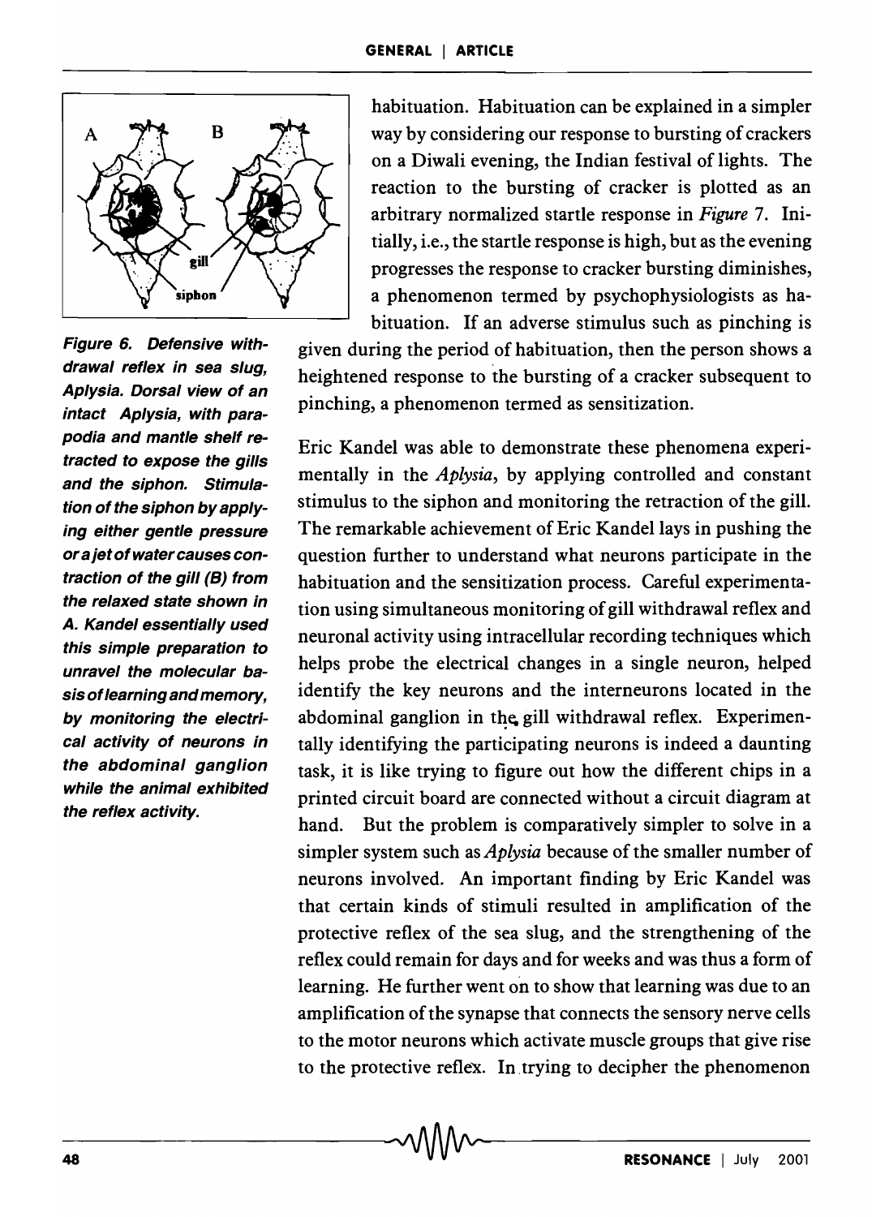*Figure 6. Defensive withdrawal reflex in sea slug, Aplysia. Dorsal view of an intact Aplysia, with parapodia and mantle shelf retracted to expose the gills and the siphon. Stimulation of the siphon by applying either gentle pressure or a jet of water causes contraction of the gill (B) from the relaxed state shown in A. Kandel essentially used this simple preparation to unravel the molecular basis of learning and memory, by monitoring the electrical activity of neurons in the abdominal ganglion while the animal exhibited the reflex activity.*

habituation. Habituation can be explained in a simpler way by considering our response to bursting of crackers on a Diwali evening, the Indian festival of lights. The reaction to the bursting of cracker is plotted as an arbitrary normalized startle response in *Figure* 7. Initially, i.e., the startle response is high, but as the evening progresses the response to cracker bursting diminishes, a phenomenon termed by psychophysiologists as habituation. If an adverse stimulus such as pinching is given during the period of habituation, then the person shows a heightened response to the bursting of a cracker subsequent to pinching, a phenomenon termed as sensitization.

Eric Kandel was able to demonstrate these phenomena experimentally in the *Aplysia*, by applying controlled and constant stimulus to the siphon and monitoring the retraction of the gill. The remarkable achievement of Eric Kandel lays in pushing the question further to understand what neurons participate in the habituation and the sensitization process. Careful experimentation using simultaneous monitoring of gill withdrawal reflex and neuronal activity using intracellular recording techniques which helps probe the electrical changes in a single neuron, helped identify the key neurons and the interneurons located in the abdominal ganglion in the gill withdrawal reflex. Experimentally identifying the participating neurons is indeed a daunting task, it is like trying to figure out how the different chips in a printed circuit board are connected without a circuit diagram at hand. But the problem is comparatively simpler to solve in a simpler system such as *Aplysia* because of the smaller number of neurons involved. An important finding by Eric Kandel was that certain kinds of stimuli resulted in amplification of the protective reflex of the sea slug, and the strengthening of the reflex could remain for days and for weeks and was thus a form of learning. He further went on to show that learning was due to an amplification of the synapse that connects the sensory nerve cells to the motor neurons which activate muscle groups that give rise to the protective reflex. In trying to decipher the phenomenon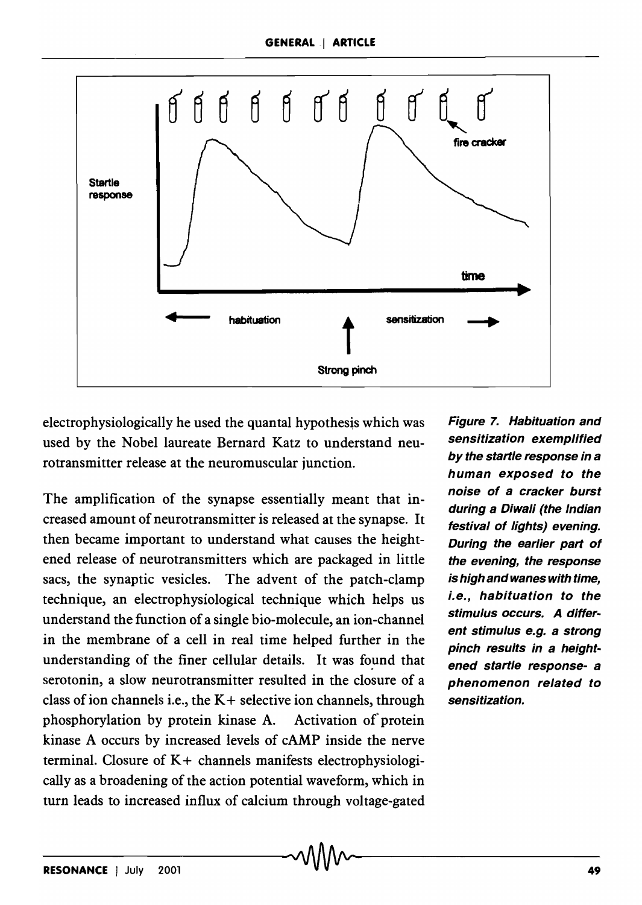electrophysiologically he used the quantal hypothesis which was used by the Nobel laureate Bernard Katz to understand neurotransmitter release at the neuromuscular junction.

*Figure 7. Habituation and sensitization exemplified by the startle response in a human exposed to the noise of a cracker burst during a Diwali (the Indian festival of lights) evening. During the earlier part of the evening, the response is high and wanes with time, i.e., habituation to the stimulus occurs. A different stimulus e.g. a strong pinch results in a heightened startle response- a phenomenon related to sensitization.*

The amplification of the synapse essentially meant that increased amount of neurotransmitter is released at the synapse. It then became important to understand what causes the heightened release of neurotransmitters which are packaged in little sacs, the synaptic vesicles. The advent of the patch-clamp technique, an electrophysiological technique which helps us understand the function of a single bio-molecule, an ion-channel in the membrane of a cell in real time helped further in the understanding of the finer cellular details. It was found that serotonin, a slow neurotransmitter resulted in the closure of a class of ion channels i.e., the $K+$ selective ion channels, through phosphorylation by protein kinase A. Activation of protein kinase A occurs by increased levels of cAMP inside the nerve terminal. Closure of $K+$ channels manifests electrophysiologically as a broadening of the action potential waveform, which in turn leads to increased influx of calcium through voltage-gated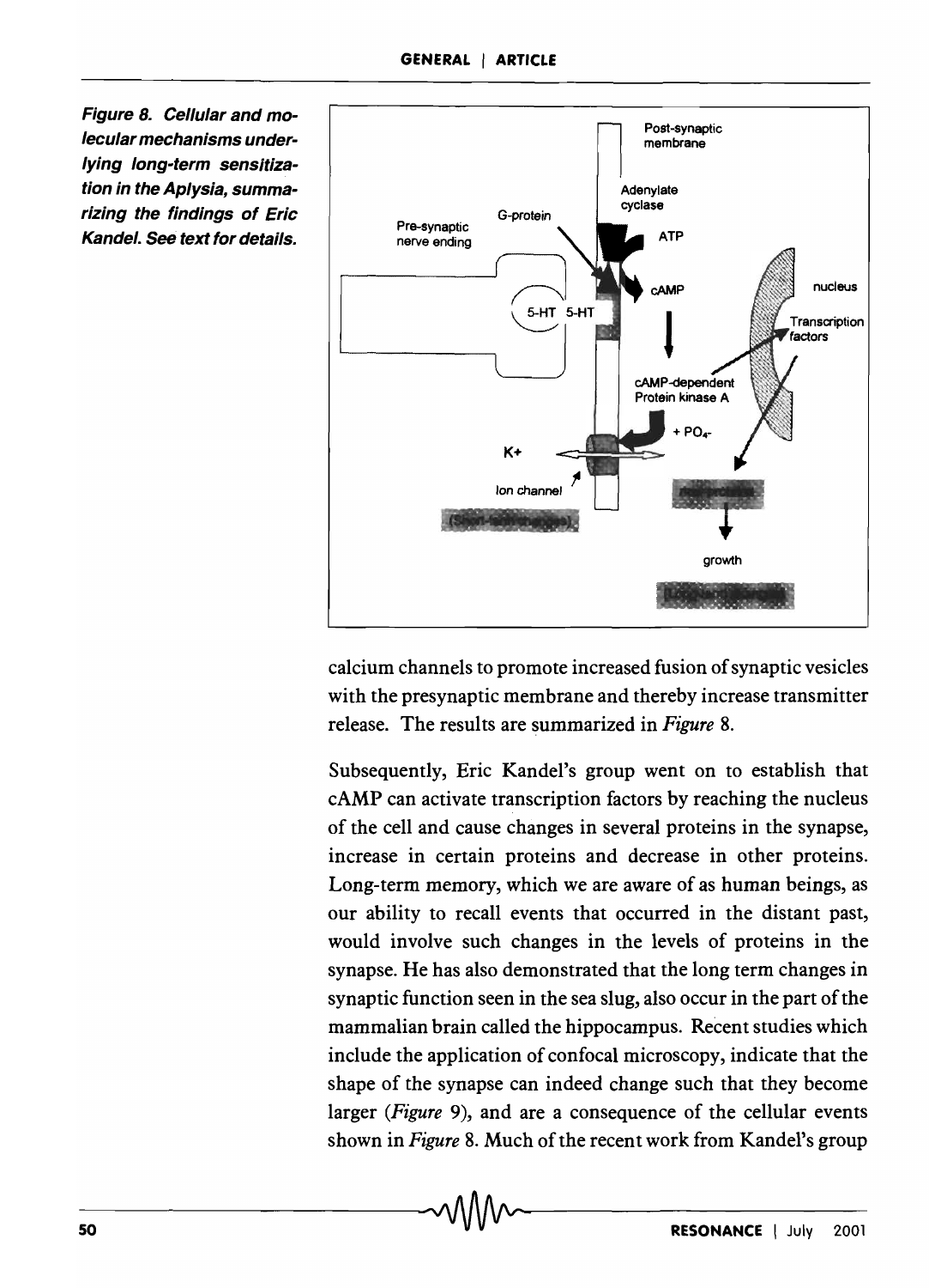*Figure 8. Cellular and molecular mechanisms underlying long-term sensitization in the Aplysia, summarizing the findings of Eric Kandel. See text for details.*

calcium channels to promote increased fusion of synaptic vesicles with the presynaptic membrane and thereby increase transmitter release. The results are summarized in *Figure* 8.

Subsequently, Eric Kandel's group went on to establish that cAMP can activate transcription factors by reaching the nucleus of the cell and cause changes in several proteins in the synapse, increase in certain proteins and decrease in other proteins. Long-term memory, which we are aware of as human beings, as our ability to recall events that occurred in the distant past, would involve such changes in the levels of proteins in the synapse. He has also demonstrated that the long term changes in synaptic function seen in the sea slug, also occur in the part of the mammalian brain called the hippocampus. Recent studies which include the application of confocal microscopy, indicate that the shape of the synapse can indeed change such that they become larger (*Figure* 9), and are a consequence of the cellular events shown in *Figure* 8. Much of the recent work from Kandel's group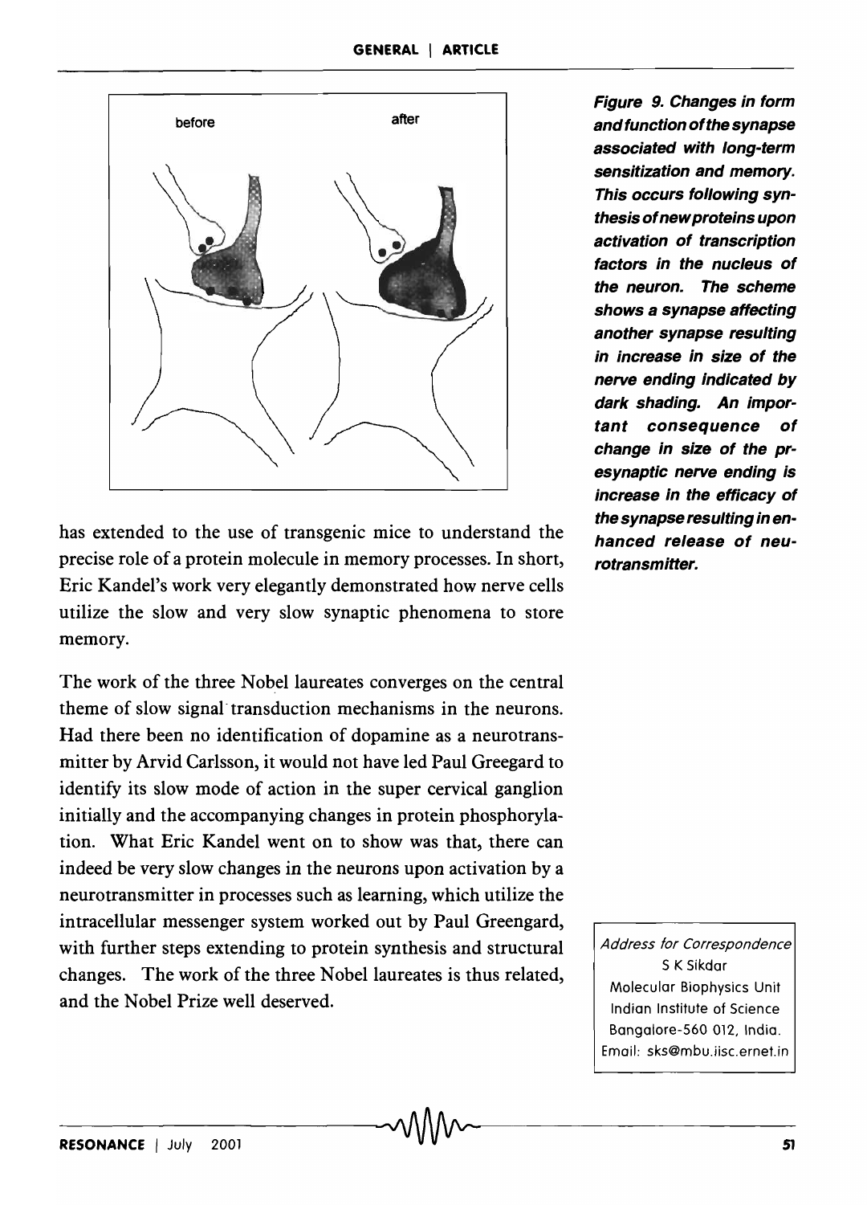before

after

*Figure 9. Changes in form and function of the synapse associated with long-term sensitization and memory. This occurs following synthesis of new proteins upon activation of transcription factors in the nucleus of the neuron. The scheme shows a synapse affecting another synapse resulting in increase in size of the nerve ending indicated by dark shading. An important consequence of change in size of the presynaptic nerve ending is increase in the efficacy of the synapse resulting in enhanced release of neurotransmitter.*

has extended to the use of transgenic mice to understand the precise role of a protein molecule in memory processes. In short, Eric Kandel's work very elegantly demonstrated how nerve cells utilize the slow and very slow synaptic phenomena to store memory.

The work of the three Nobel laureates converges on the central theme of slow signal transduction mechanisms in the neurons. Had there been no identification of dopamine as a neurotransmitter by Arvid Carlsson, it would not have led Paul Greegard to identify its slow mode of action in the super cervical ganglion initially and the accompanying changes in protein phosphorylation. What Eric Kandel went on to show was that, there can indeed be very slow changes in the neurons upon activation by a neurotransmitter in processes such as learning, which utilize the intracellular messenger system worked out by Paul Greengard, with further steps extending to protein synthesis and structural changes. The work of the three Nobel laureates is thus related, and the Nobel Prize well deserved.

*Address for Correspondence*
S K Sikdar
Molecular Biophysics Unit
Indian Institute of Science
Bangalore-560 012, India.
Email: sks@mbu.iisc.ernet.in